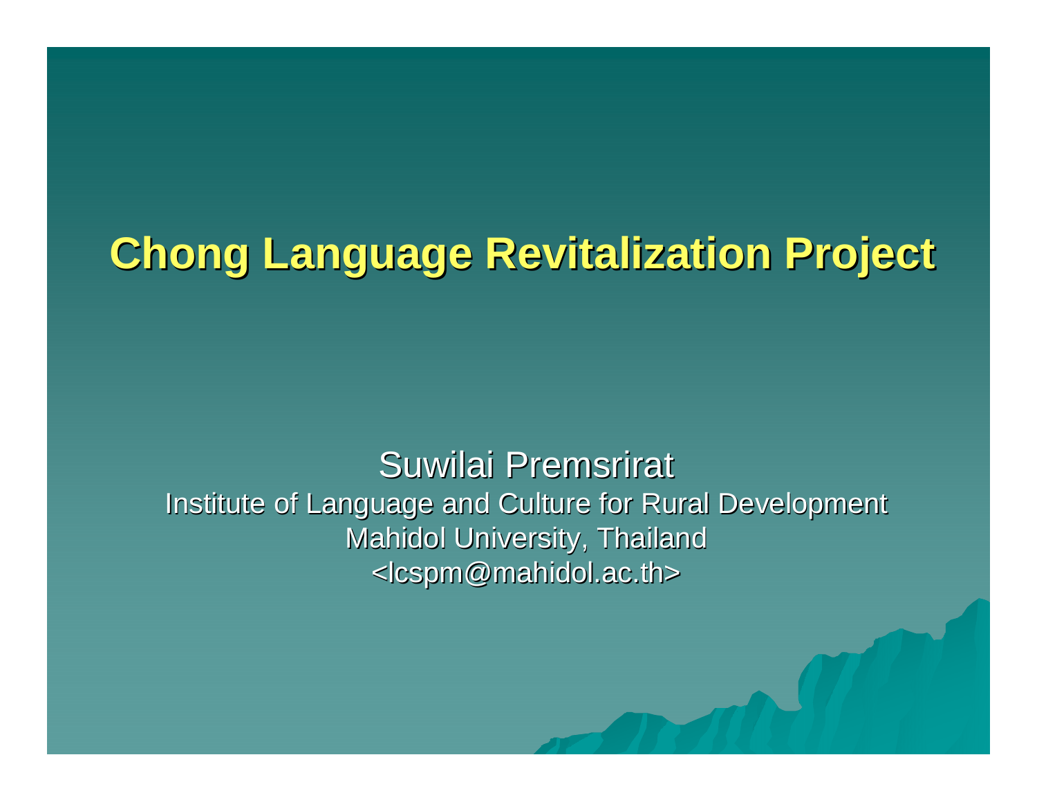# Chong Language Revitalization Project

Suwilai Premsrirat

Institute of Language and Culture for Rural Development

Mahidol University, Thailand

<lcspm@mahidol.ac.th>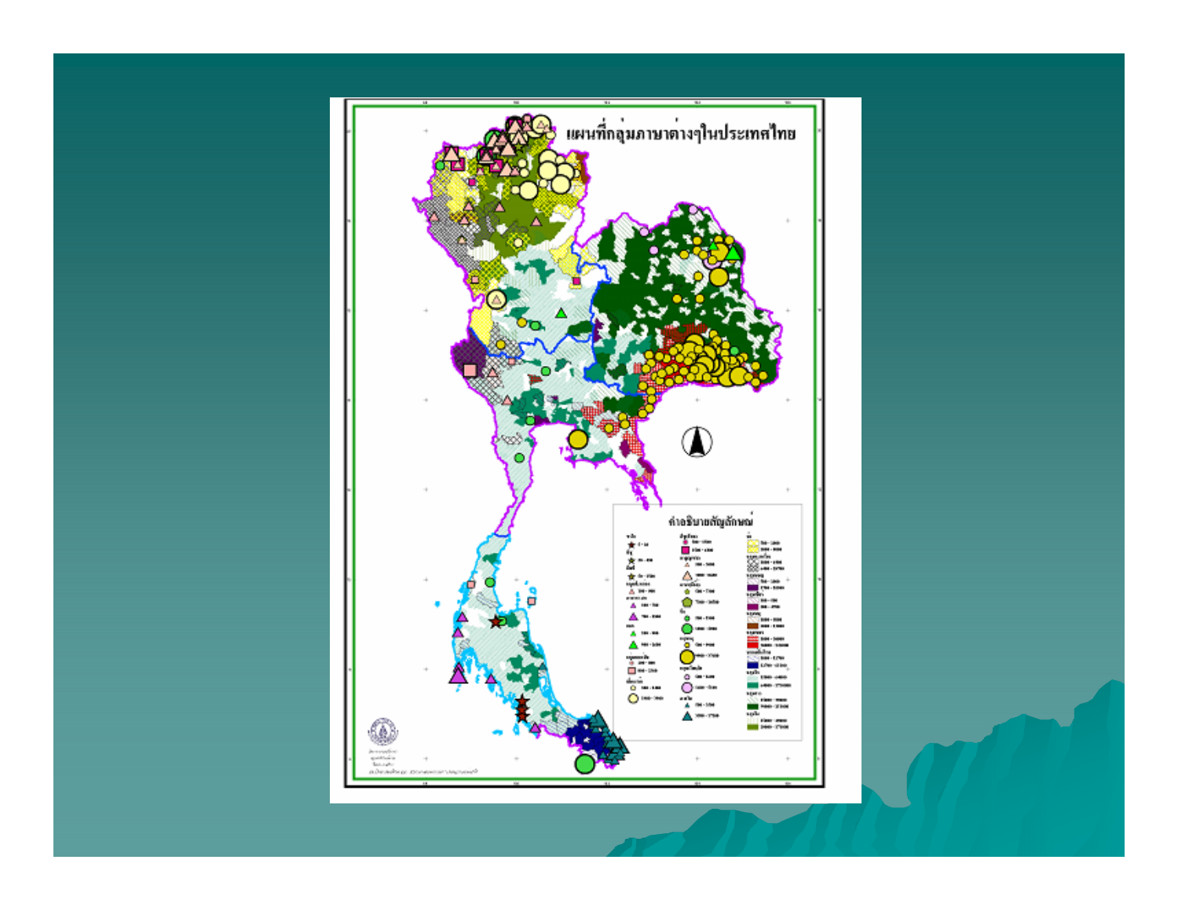# แผนที่กลุ่มภาษาต่างๆในประเทศไทย

คำอธิบายสัญลักษณ์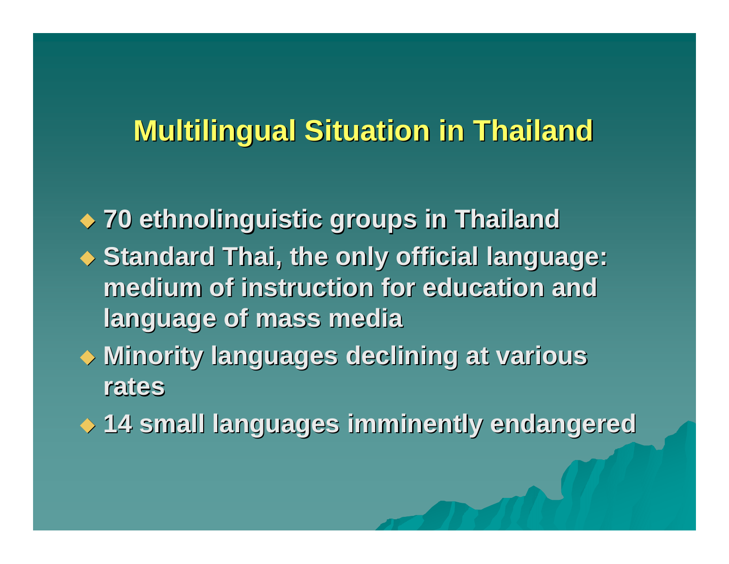## Multilingual Situation in Thailand

- **70 ethnolinguistic groups in Thailand**
- **Standard Thai, the only official language: medium of instruction for education and language of mass media**
- **Minority languages declining at various rates**
- **14 small languages imminently endangered**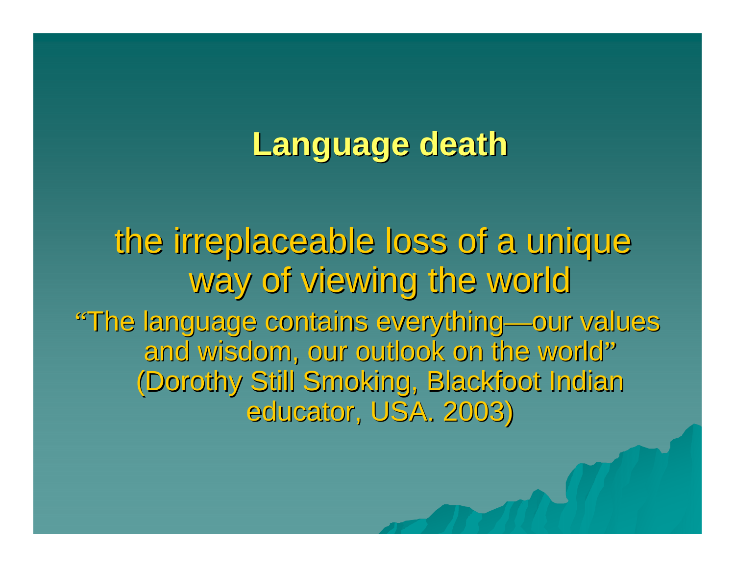# Language death

the irreplaceable loss of a unique way of viewing the world

"The language contains everything—our values and wisdom, our outlook on the world" (Dorothy Still Smoking, Blackfoot Indian educator, USA. 2003)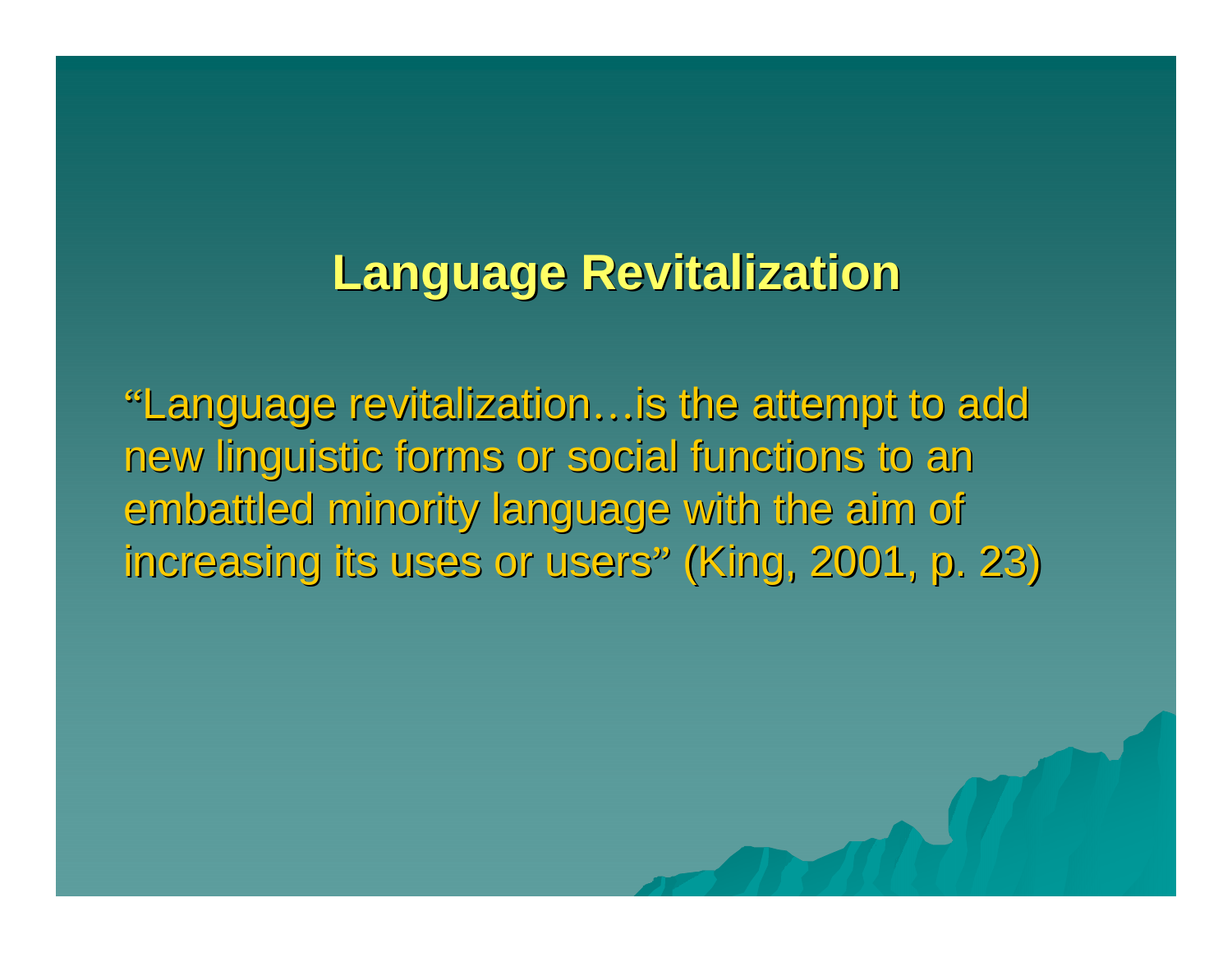# Language Revitalization

"Language revitalization…is the attempt to add new linguistic forms or social functions to an embattled minority language with the aim of increasing its uses or users" (King, 2001, p. 23)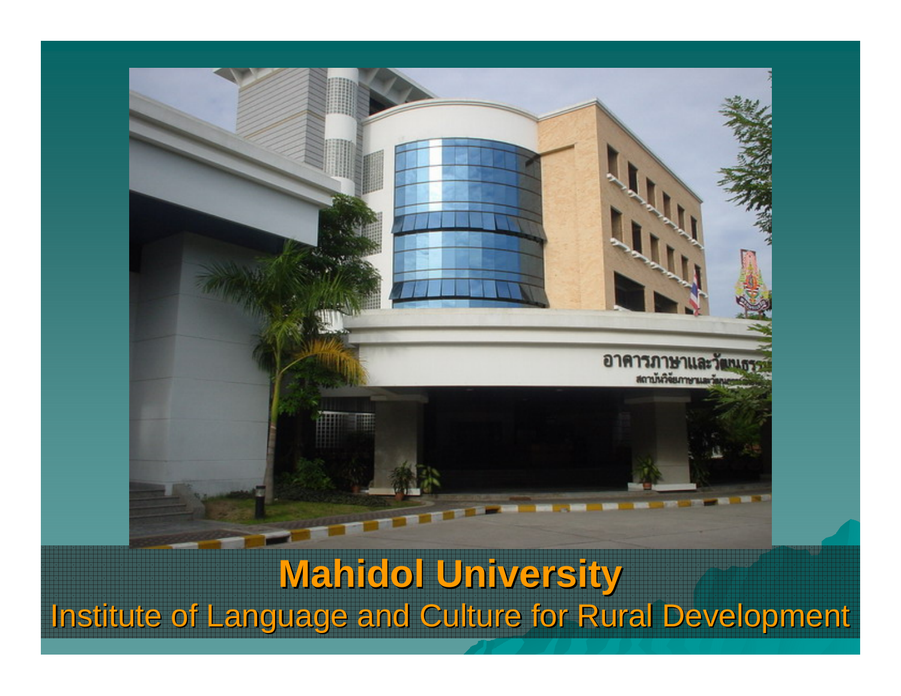**Mahidol University**

Institute of Language and Culture for Rural Development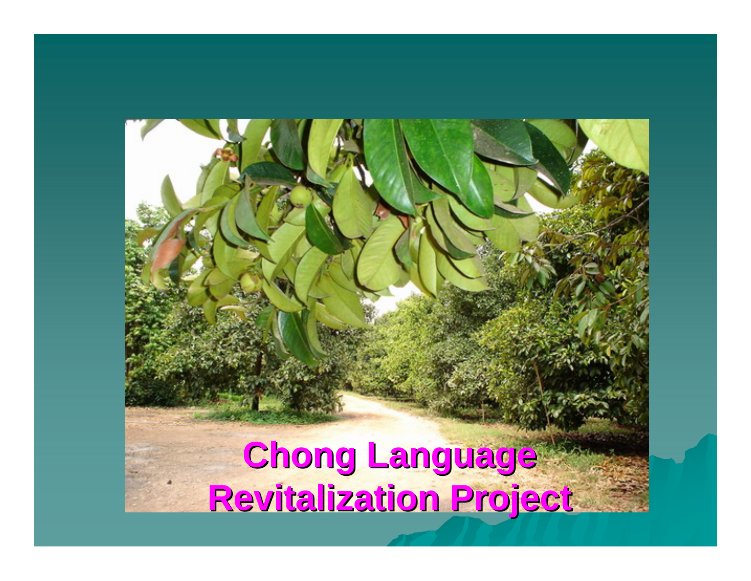# Chong Language Revitalization Project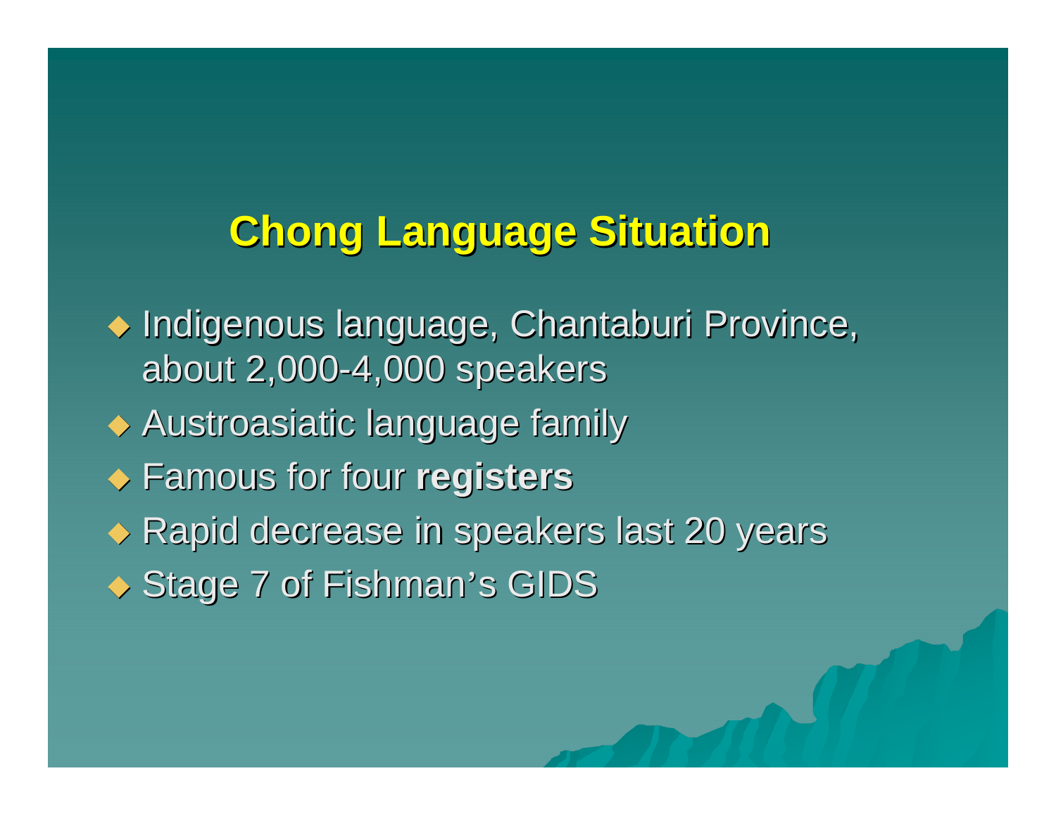# Chong Language Situation

- Indigenous language, Chantaburi Province, about 2,000-4,000 speakers
- Austroasiatic language family
- Famous for four **registers**
- Rapid decrease in speakers last 20 years
- Stage 7 of Fishman's GIDS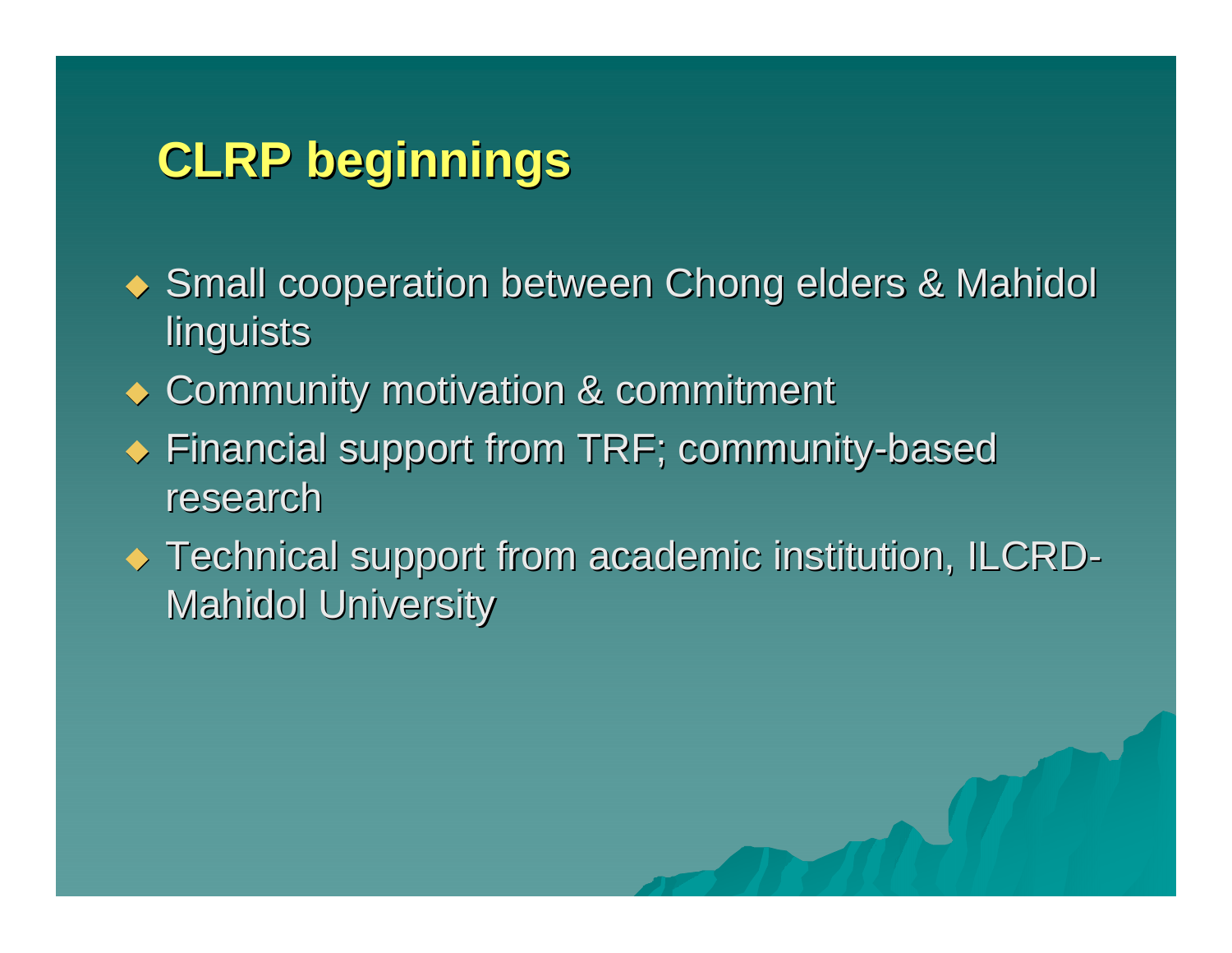## CLRP beginnings

- Small cooperation between Chong elders & Mahidol linguists
- Community motivation & commitment
- Financial support from TRF; community-based research
- Technical support from academic institution, ILCRD-Mahidol University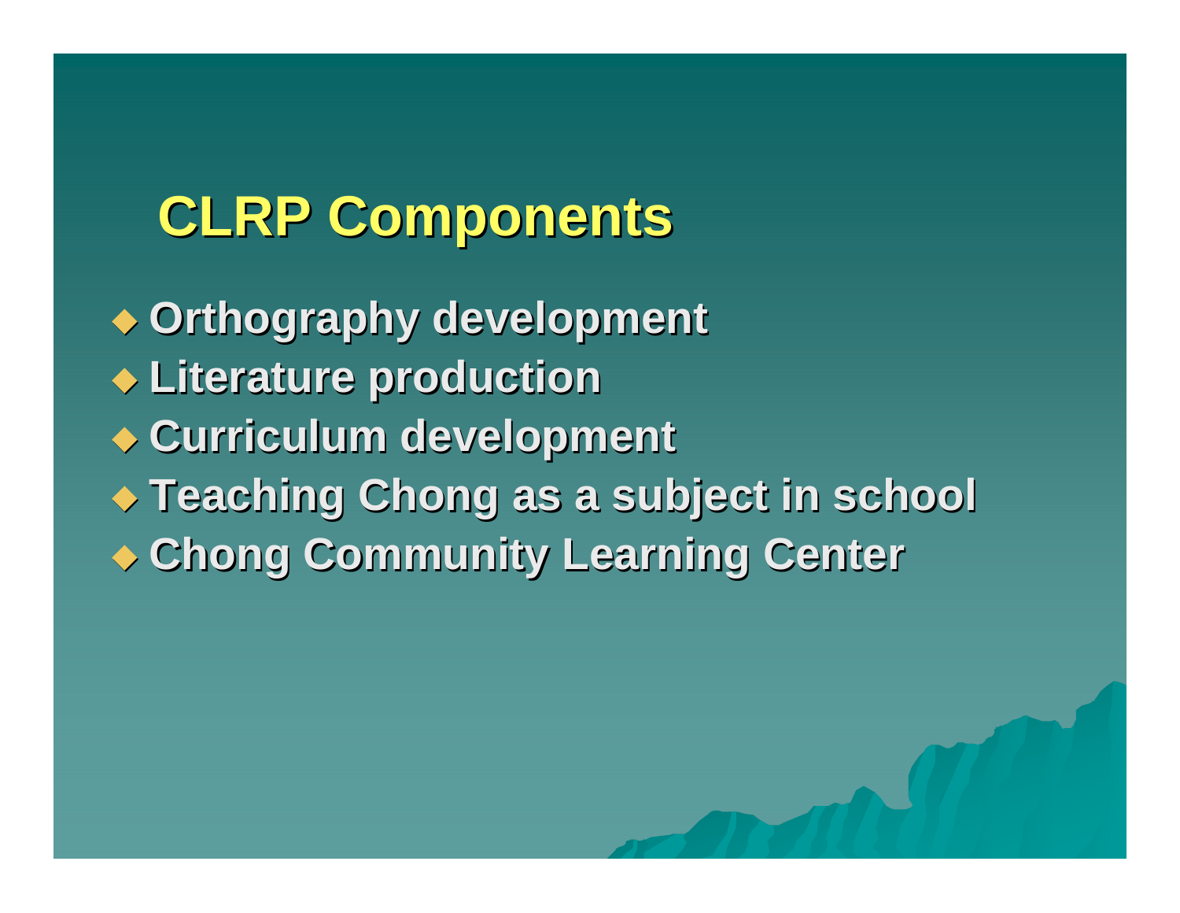# CLRP Components

- Orthography development
- Literature production
- Curriculum development
- Teaching Chong as a subject in school
- Chong Community Learning Center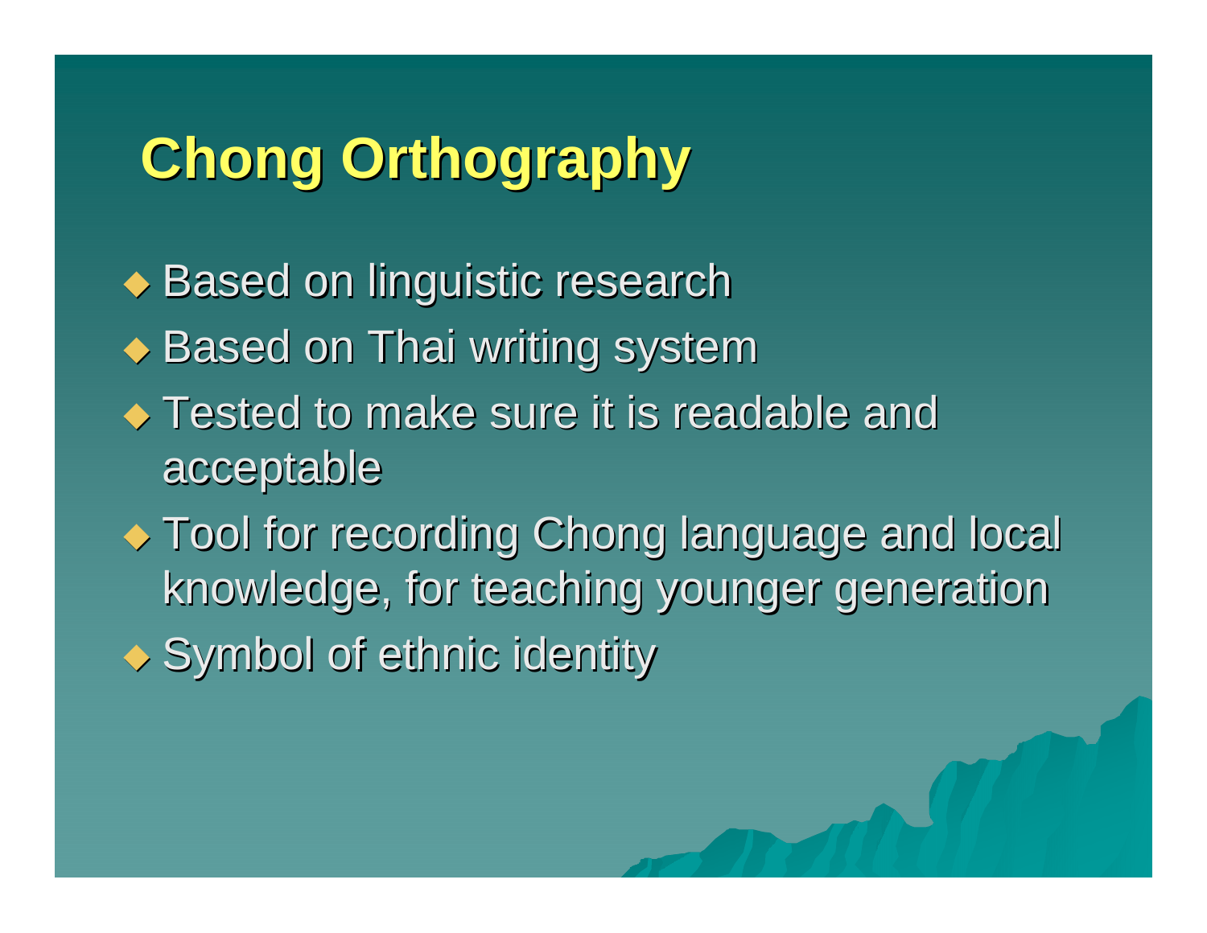# Chong Orthography

- Based on linguistic research
- Based on Thai writing system
- Tested to make sure it is readable and acceptable
- Tool for recording Chong language and local knowledge, for teaching younger generation
- Symbol of ethnic identity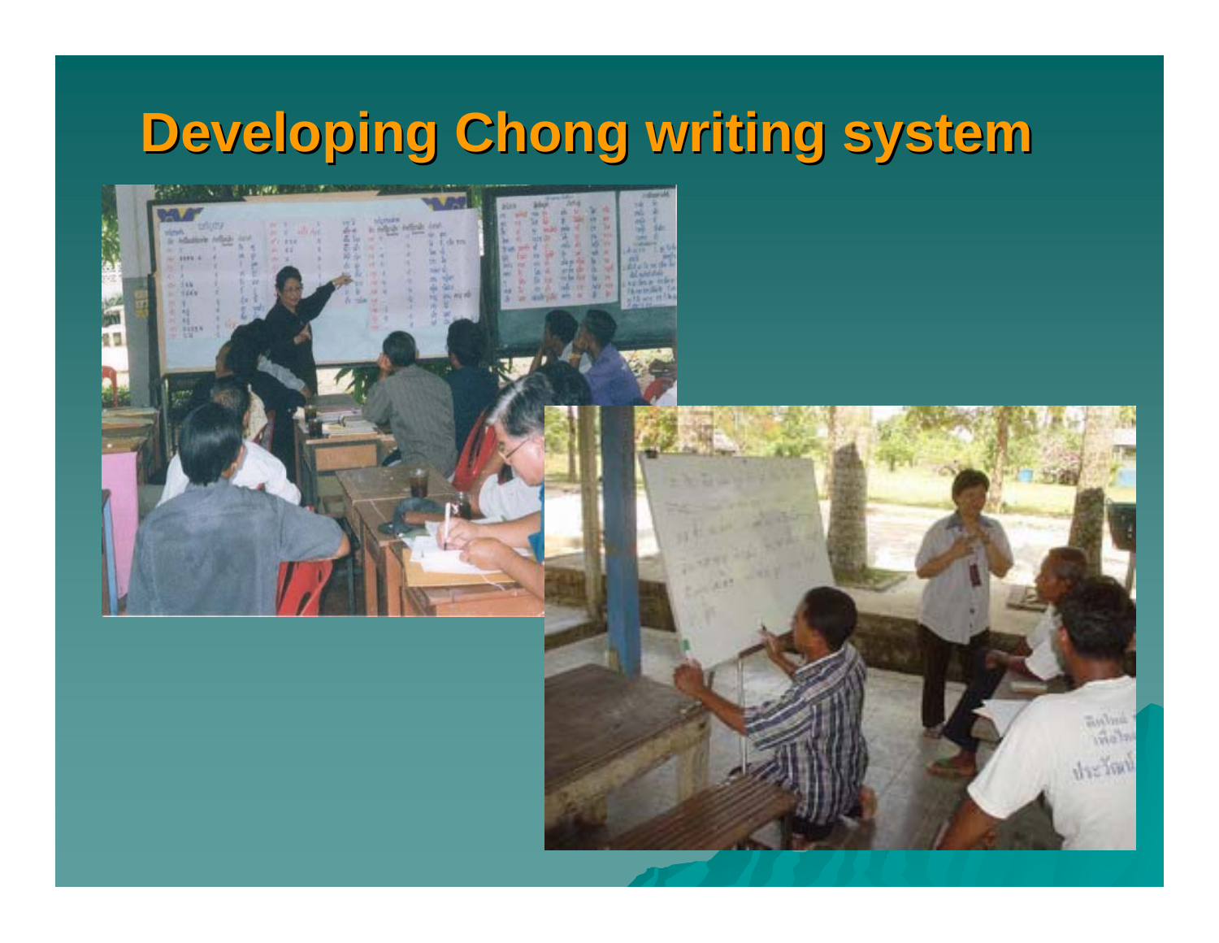# Developing Chong writing system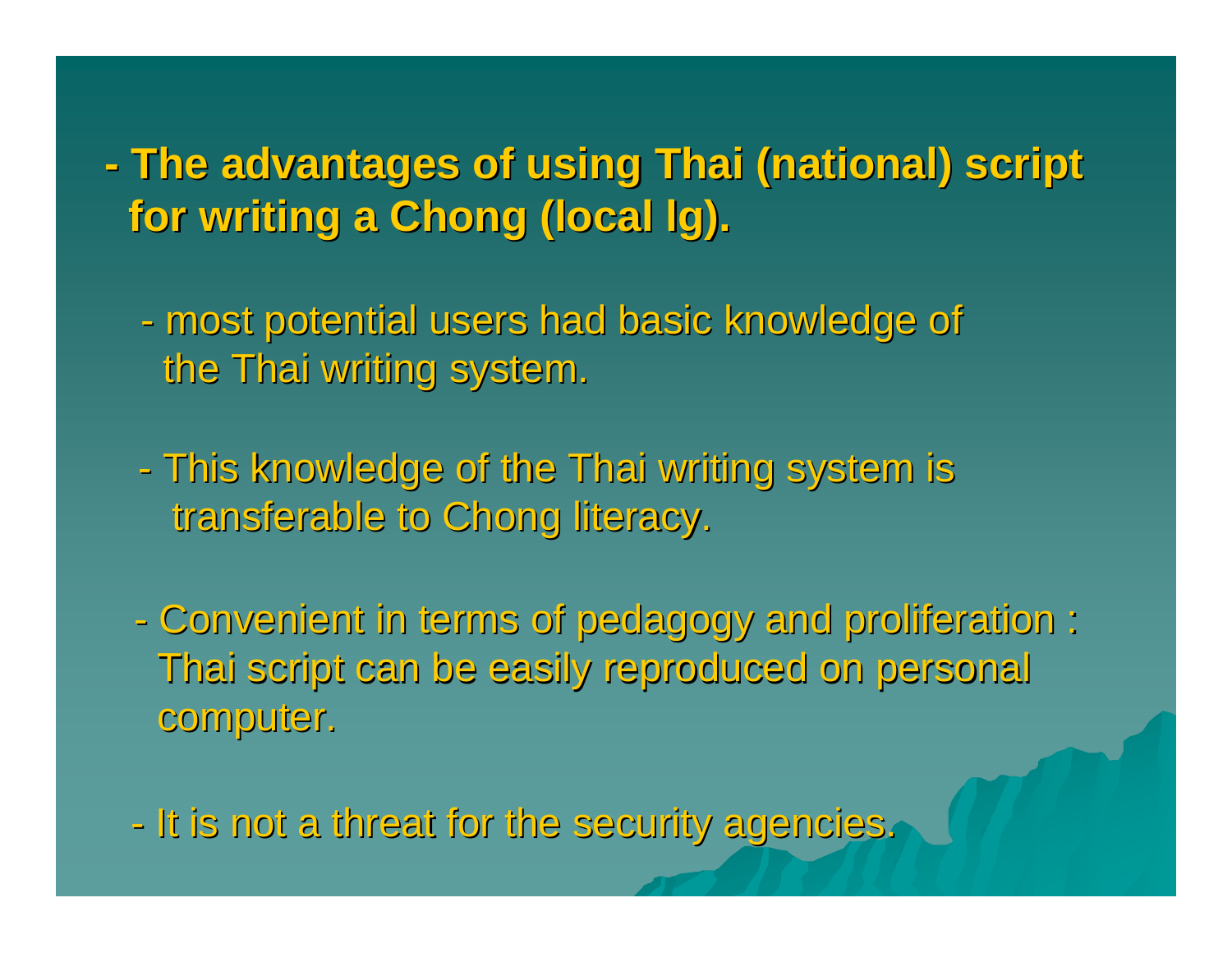**- The advantages of using Thai (national) script for writing a Chong (local lg).**

- most potential users had basic knowledge of the Thai writing system.

- This knowledge of the Thai writing system is transferable to Chong literacy.

- Convenient in terms of pedagogy and proliferation : Thai script can be easily reproduced on personal computer.

- It is not a threat for the security agencies.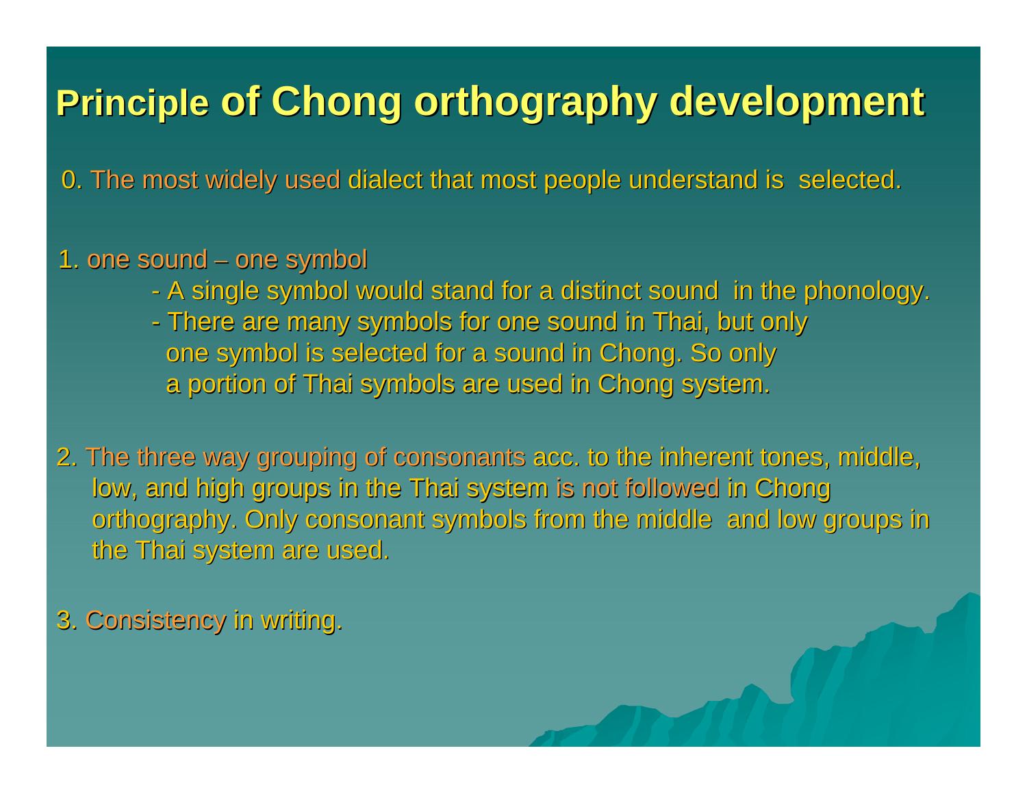# Principle of Chong orthography development

0. The most widely used dialect that most people understand is selected.

1. one sound – one symbol
   - A single symbol would stand for a distinct sound in the phonology.
   - There are many symbols for one sound in Thai, but only one symbol is selected for a sound in Chong. So only a portion of Thai symbols are used in Chong system.

2. The three way grouping of consonants acc. to the inherent tones, middle, low, and high groups in the Thai system is not followed in Chong orthography. Only consonant symbols from the middle and low groups in the Thai system are used.

3. Consistency in writing.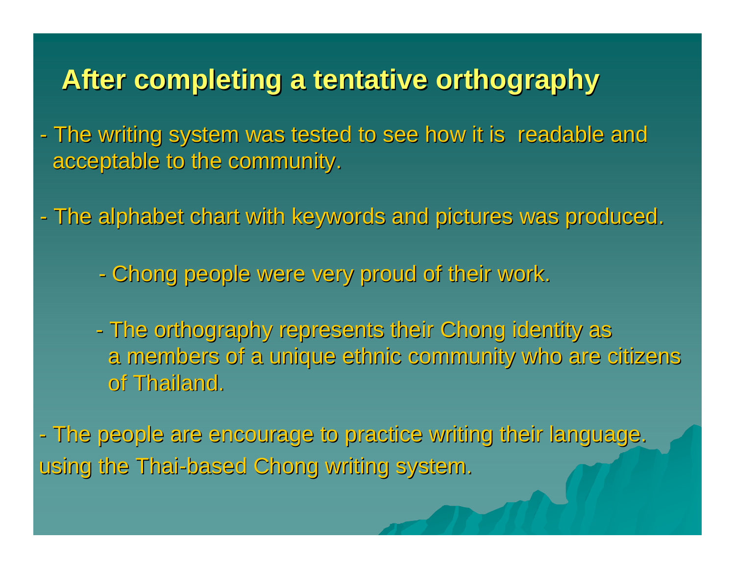## After completing a tentative orthography

- The writing system was tested to see how it is readable and acceptable to the community.

- The alphabet chart with keywords and pictures was produced.

  - Chong people were very proud of their work.

  - The orthography represents their Chong identity as a members of a unique ethnic community who are citizens of Thailand.

- The people are encourage to practice writing their language. using the Thai-based Chong writing system.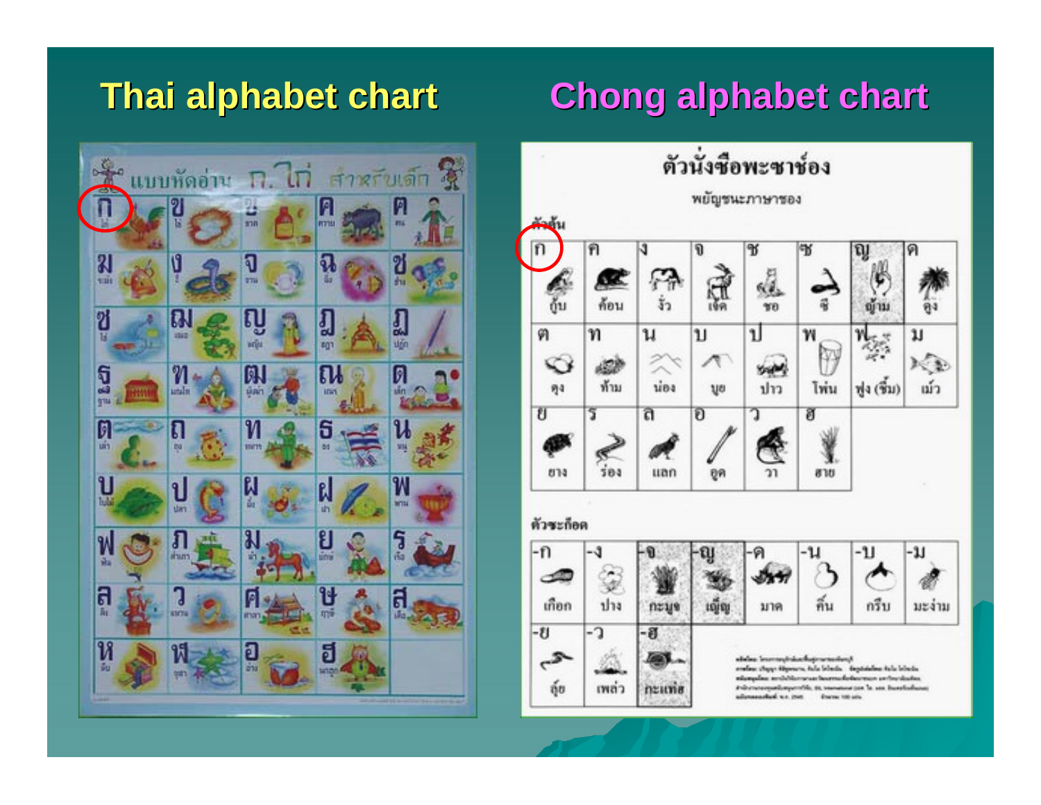# Thai alphabet chart

# Chong alphabet chart

แบบหัดอ่าน ก.ไก่ สำหรับเด็ก

ตัวนั่งซื่อพะซาช่อง

พยัญชนะภาษาชอง

ตัวต้น

| ก | ค | ง | จ | ช | ซ | ญ | ด |
|---|---|---|---|---|---|---|---|
| กู๊บ | ค้อน | งั่ว | เจ๊ค | ชอ | ซี | ญ้าม | ดูง |
| ต | ท | น | บ | ป | พ | ฟ | ม |
| ตูง | ท้าม | น่อง | บูย | ปาว | โพ่น | ฟู่ง (ซึ้ม) | เม่ว |
| ย | ร | ล | อ | ว | ฮ | | |
| ยาง | ร็อง | แลก | อูค | วา | ฮาย | | |

ตัวซะก็อด

| -ก | -ง | -จ | -ญ | -ด | -น | -บ | -ม |
|---|---|---|---|---|---|---|---|
| เก๊อก | ปาง | กะนูจ | เญิ้ญ | มาด | คิ่น | กรึบ | มะง่าม |
| -ย | -ว | -ฮ | | | | | |
| อู้ย | เพล่ว | กะแพ้ฮ | | | | | |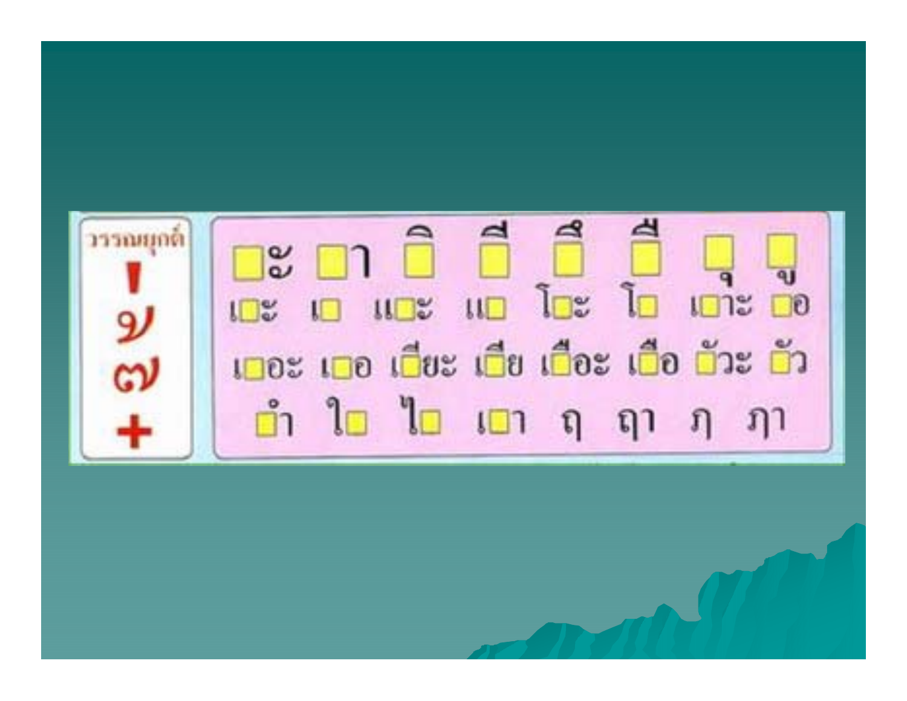วรรณยุกต์

่ ้ ๊ ๋

□ะ □า □ิ □ี □ึ □ื □ุ □ู

เ□ะ เ□ แ□ะ แ□ โ□ะ โ□ เ□าะ □อ

เ□อะ เ□อ เ□ียะ เ□ีย เ□ือะ เ□ือ □ัวะ □ัว

□ำ ใ□ ไ□ เ□า ฤ ฤๅ ฦ ฦๅ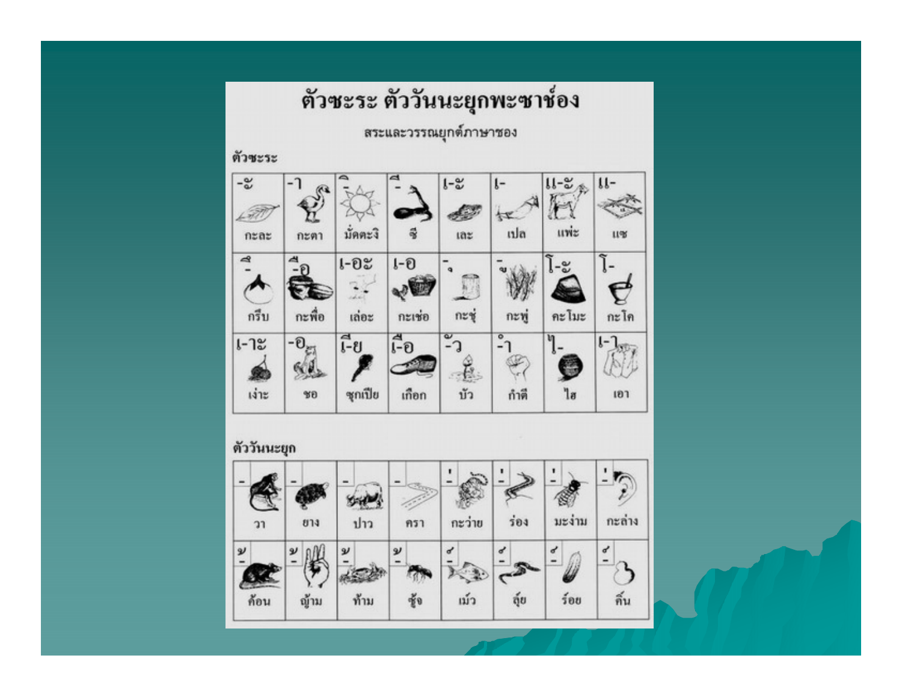# ตัวซะระ ตัววันนะยุกพะซาช่อง

## สระและวรรณยุกต์ภาษาชอง

### ตัวซะระ

| -ะ | -า | -ิ | -ี | เ-ะ | เ- | แ-ะ | แ- |
|---|---|---|---|---|---|---|---|
| กะละ | กะตา | มั่คตะงิ | ฐี | เละ | เปล | แพ่ะ | แซ |
| -ึ | -ือ | เ-อะ | เ-อ | -ุ | -ู | โ-ะ | โ- |
| กรึบ | กะพื่อ | เล่อะ | กะเช่อ | กะซุ่ | กะพู่ | คะโมะ | กะโค |
| เ-าะ | -อ | เ-ีย | เ-ือ | -ัว | -ำ | ไ- | เ-า |
| เง่าะ | ชอ | ชุกเปีย | เกือก | บัว | กำตี | ไฮ | เอา |

### ตัววันนะยุก

| - | - | - | - | -ꜝ | -ꜝ | -ꜝ | -ꜝ |
|---|---|---|---|---|---|---|---|
| วา | ยาง | ปาว | ครา | กะว่าย | ร่อง | มะง่าม | กะล่าง |
| -้ | -้ | -้ | -้ | -๋ | -๋ | -๋ | -๋ |
| ค้อน | ญ้าม | ท้าม | ซ้าง | เม๋ว | ตุ๋ย | ร๋อย | คึ๋น |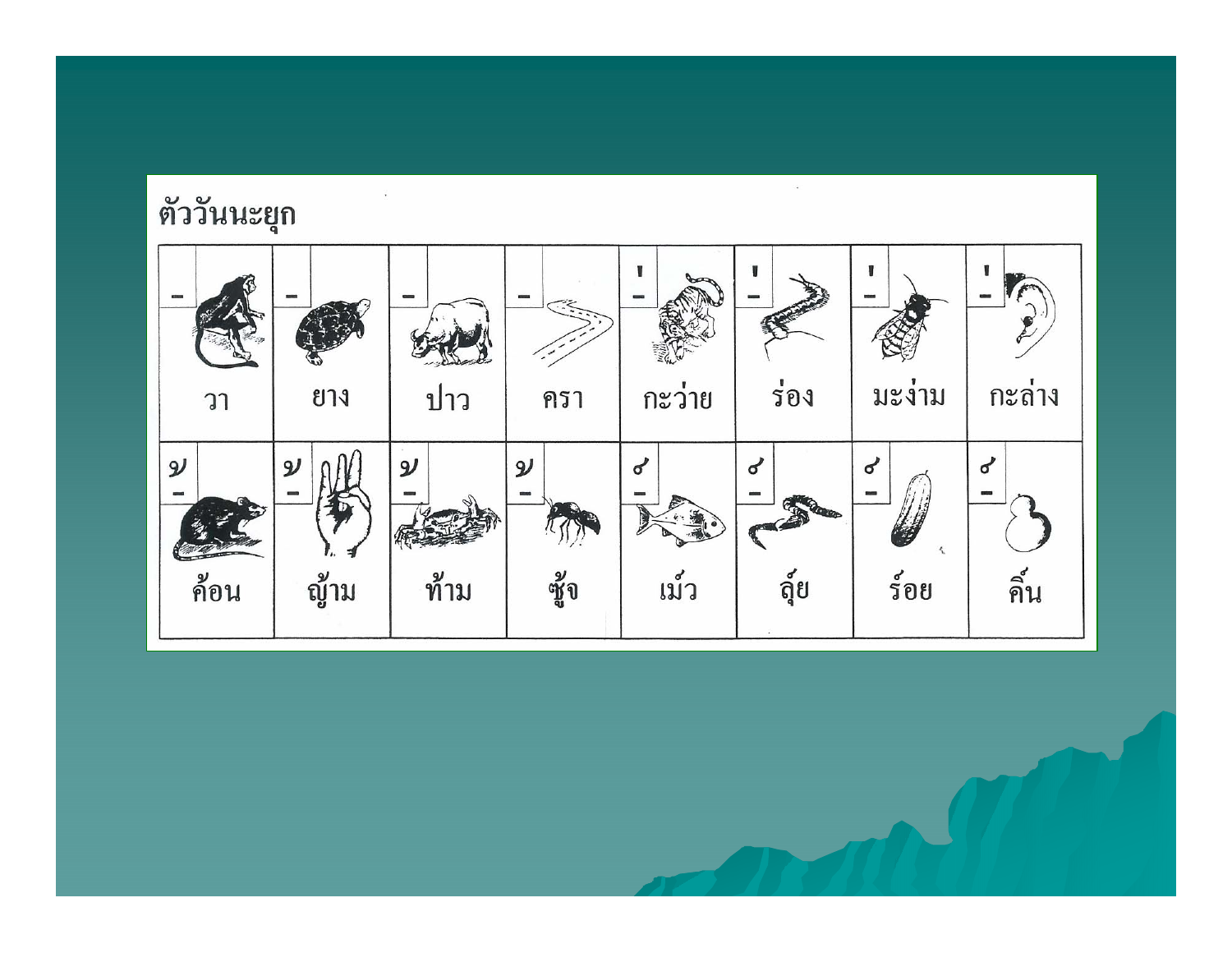ตัววันนะยุก

| วา | ยาง | ปาว | ครา | กะว่าย | ร่อง | มะง่าม | กะล่าง |
|---|---|---|---|---|---|---|---|
| ค้อน | ญ้าม | ท้าม | ซู้จ | เม๋ว | ลุ๋ย | ร๋อย | คิ๋น |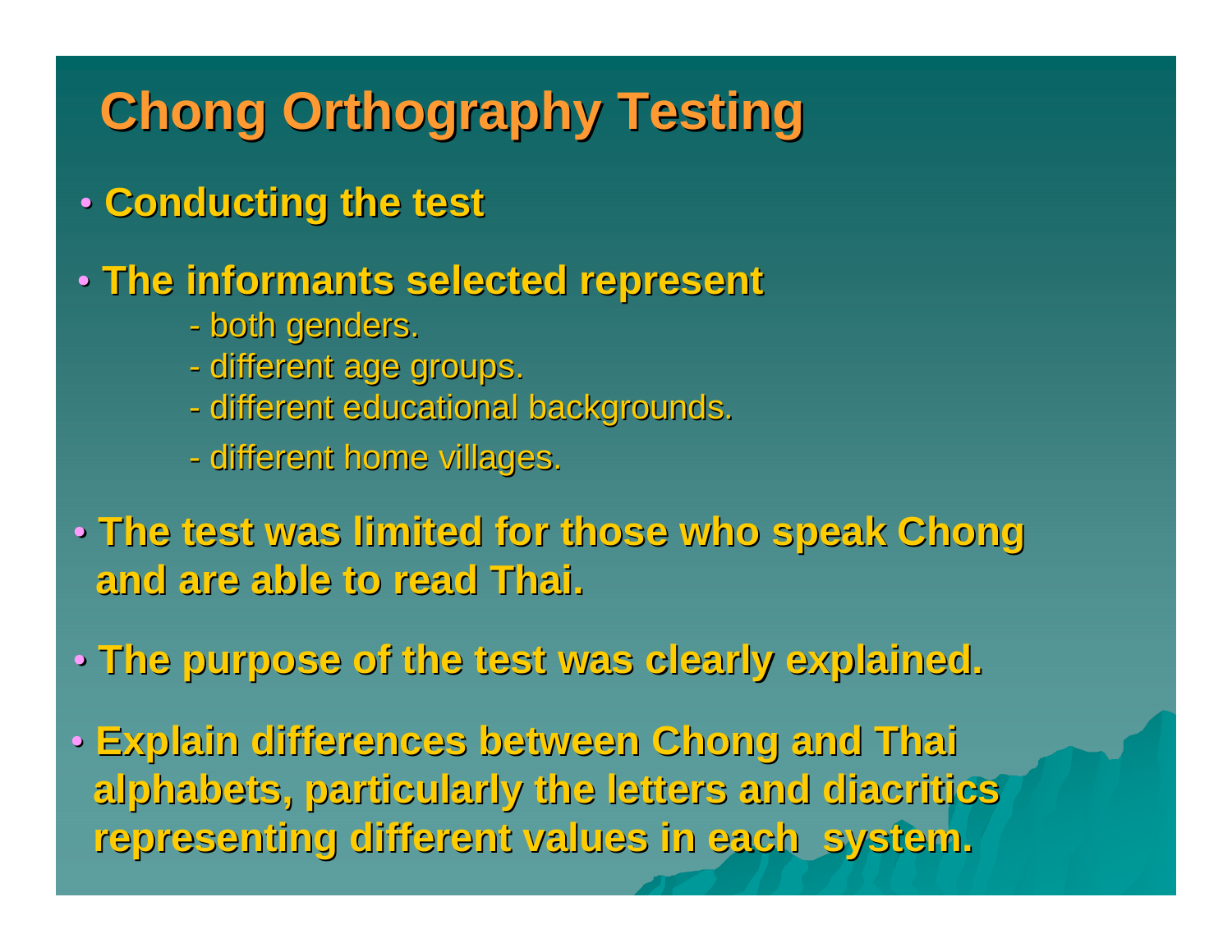# Chong Orthography Testing

- **Conducting the test**
- **The informants selected represent**
  - both genders.
  - different age groups.
  - different educational backgrounds.
  - different home villages.
- **The test was limited for those who speak Chong and are able to read Thai.**
- **The purpose of the test was clearly explained.**
- **Explain differences between Chong and Thai alphabets, particularly the letters and diacritics representing different values in each system.**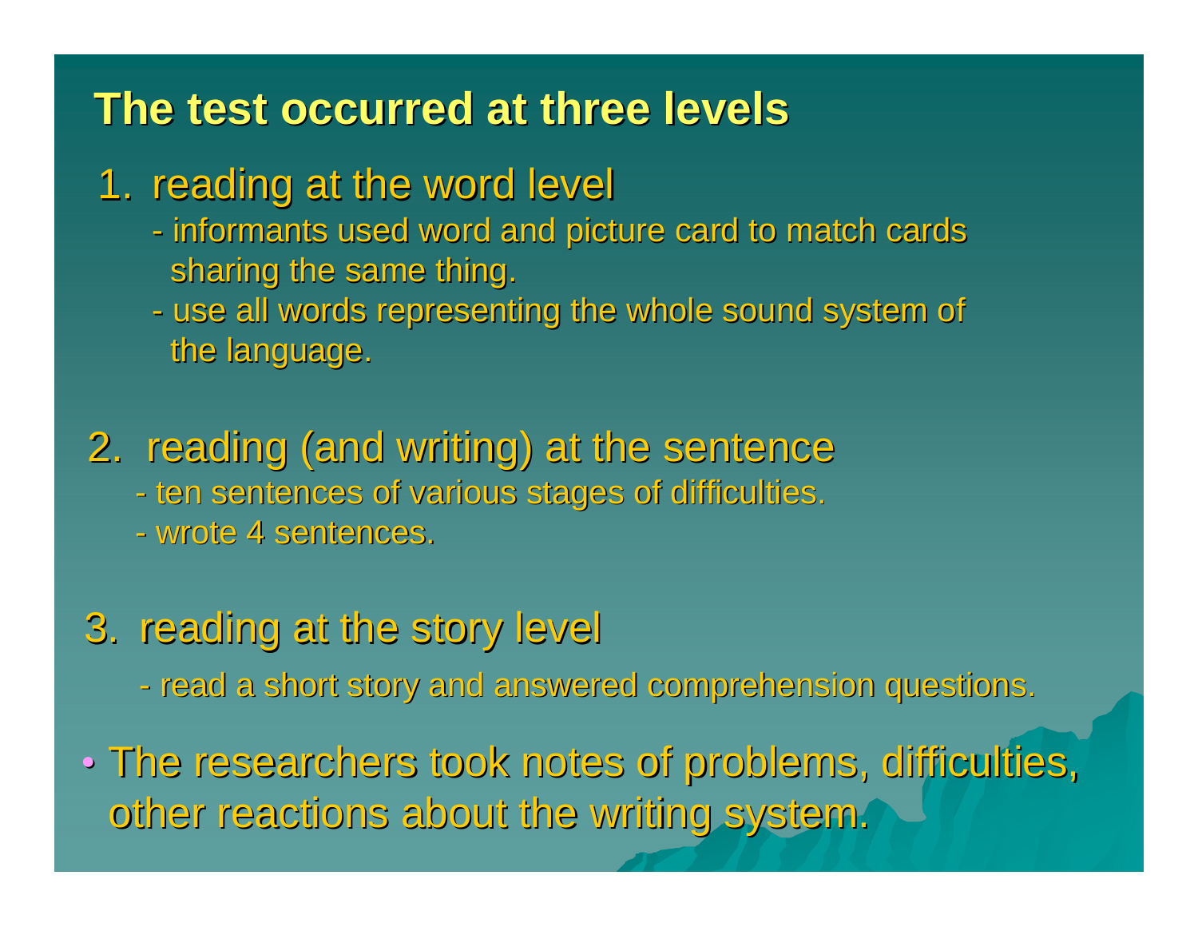## The test occurred at three levels

1. reading at the word level
   - informants used word and picture card to match cards sharing the same thing.
   - use all words representing the whole sound system of the language.

2. reading (and writing) at the sentence
   - ten sentences of various stages of difficulties.
   - wrote 4 sentences.

3. reading at the story level
   - read a short story and answered comprehension questions.

- The researchers took notes of problems, difficulties, other reactions about the writing system.